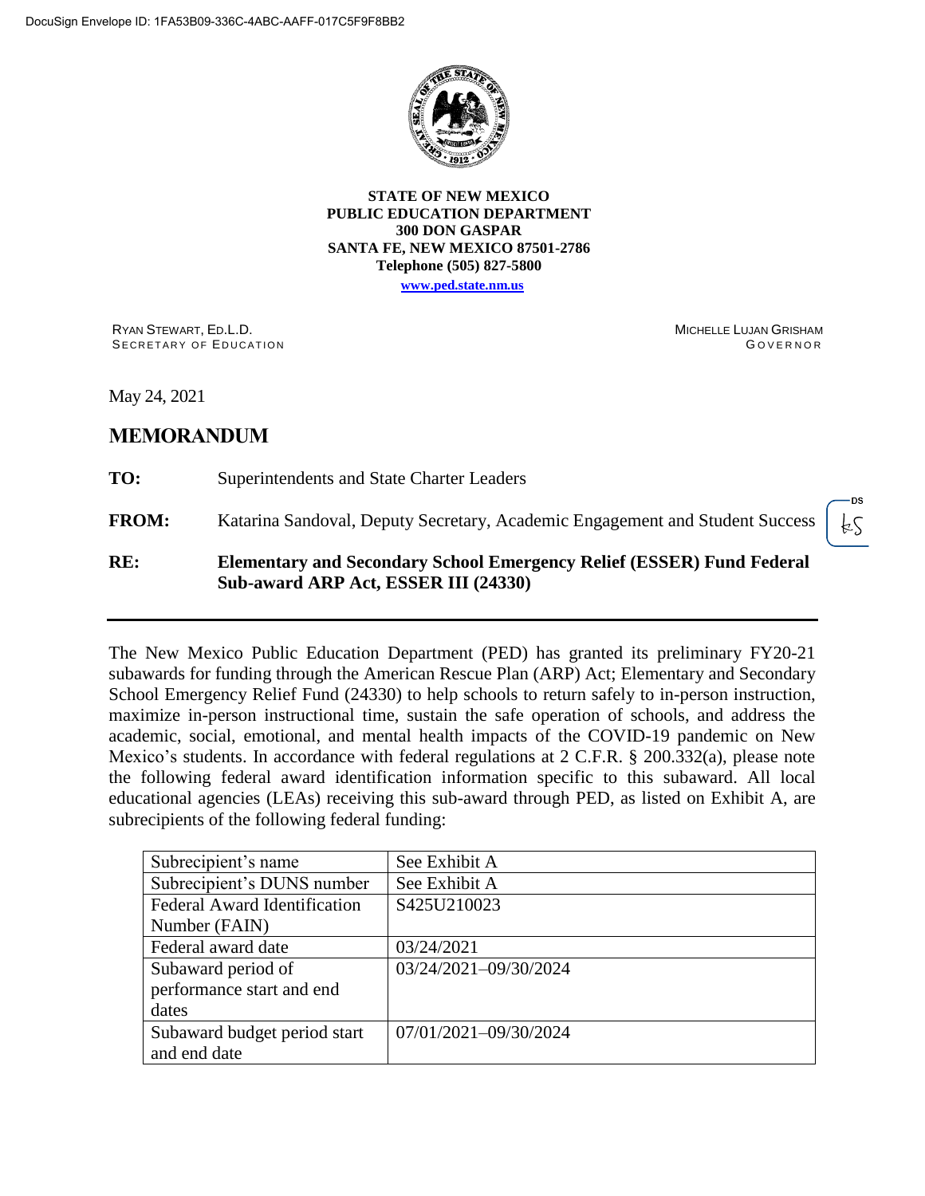DocuSign Envelope ID: 1FA53B09-336C-4ABC-AAFF-017C5F9F8BB2

**STATE OF NEW MEXICO**
**PUBLIC EDUCATION DEPARTMENT**
**300 DON GASPAR**
**SANTA FE, NEW MEXICO 87501-2786**
**Telephone (505) 827-5800**
**www.ped.state.nm.us**

RYAN STEWART, ED.L.D.
SECRETARY OF EDUCATION

MICHELLE LUJAN GRISHAM
GOVERNOR

May 24, 2021

# MEMORANDUM

**TO:** Superintendents and State Charter Leaders

**FROM:** Katarina Sandoval, Deputy Secretary, Academic Engagement and Student Success

**RE:** **Elementary and Secondary School Emergency Relief (ESSER) Fund Federal Sub-award ARP Act, ESSER III (24330)**

---

The New Mexico Public Education Department (PED) has granted its preliminary FY20-21 subawards for funding through the American Rescue Plan (ARP) Act; Elementary and Secondary School Emergency Relief Fund (24330) to help schools to return safely to in-person instruction, maximize in-person instructional time, sustain the safe operation of schools, and address the academic, social, emotional, and mental health impacts of the COVID-19 pandemic on New Mexico's students. In accordance with federal regulations at 2 C.F.R. § 200.332(a), please note the following federal award identification information specific to this subaward. All local educational agencies (LEAs) receiving this sub-award through PED, as listed on Exhibit A, are subrecipients of the following federal funding:

| | |
|---|---|
| Subrecipient's name | See Exhibit A |
| Subrecipient's DUNS number | See Exhibit A |
| Federal Award Identification Number (FAIN) | S425U210023 |
| Federal award date | 03/24/2021 |
| Subaward period of performance start and end dates | 03/24/2021–09/30/2024 |
| Subaward budget period start and end date | 07/01/2021–09/30/2024 |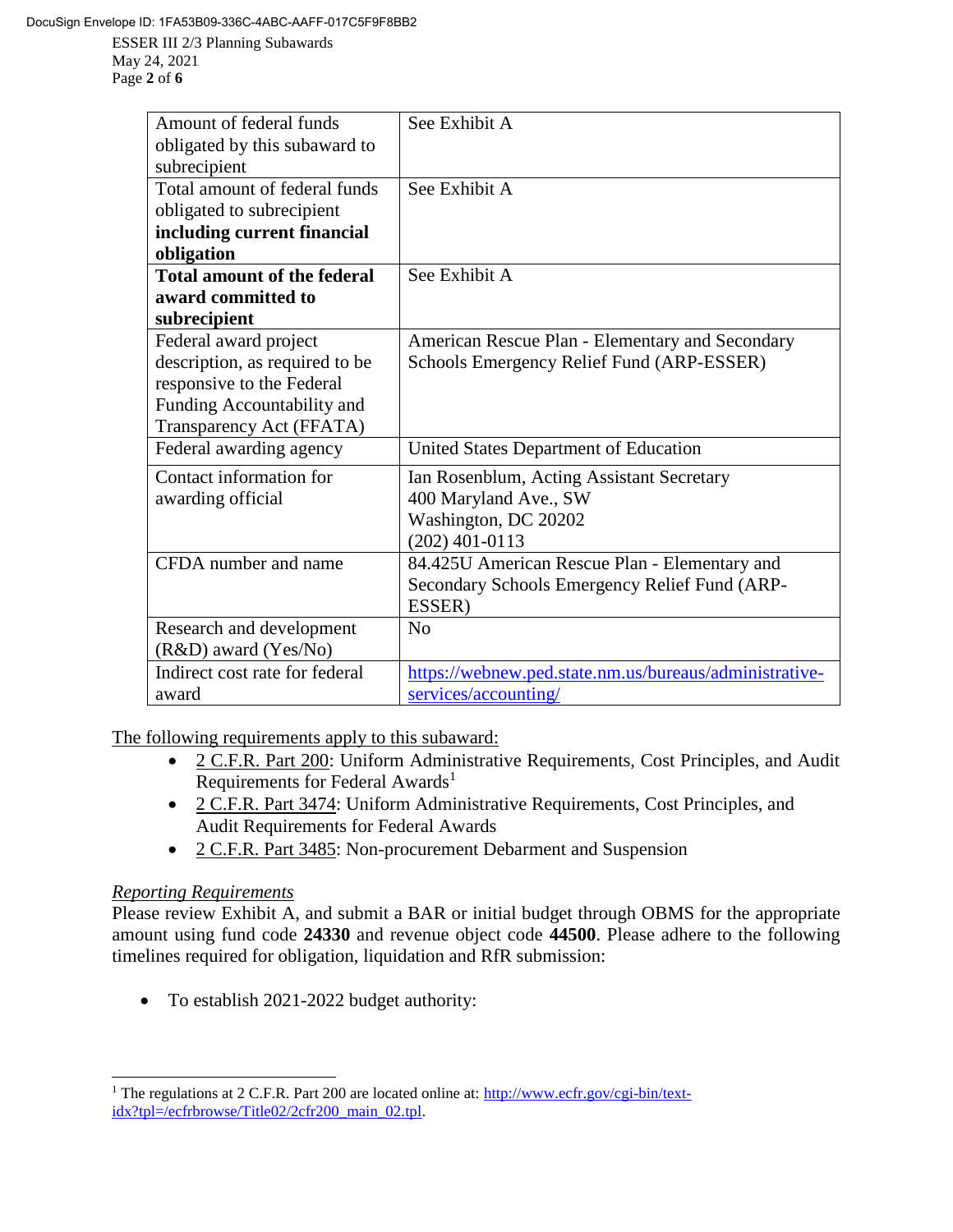| Amount of federal funds obligated by this subaward to subrecipient | See Exhibit A |
|---|---|
| Total amount of federal funds obligated to subrecipient **including current financial obligation** | See Exhibit A |
| **Total amount of the federal award committed to subrecipient** | See Exhibit A |
| Federal award project description, as required to be responsive to the Federal Funding Accountability and Transparency Act (FFATA) | American Rescue Plan - Elementary and Secondary Schools Emergency Relief Fund (ARP-ESSER) |
| Federal awarding agency | United States Department of Education |
| Contact information for awarding official | Ian Rosenblum, Acting Assistant Secretary<br>400 Maryland Ave., SW<br>Washington, DC 20202<br>(202) 401-0113 |
| CFDA number and name | 84.425U American Rescue Plan - Elementary and Secondary Schools Emergency Relief Fund (ARP-ESSER) |
| Research and development (R&D) award (Yes/No) | No |
| Indirect cost rate for federal award | https://webnew.ped.state.nm.us/bureaus/administrative-services/accounting/ |

The following requirements apply to this subaward:

- 2 C.F.R. Part 200: Uniform Administrative Requirements, Cost Principles, and Audit Requirements for Federal Awards[1]
- 2 C.F.R. Part 3474: Uniform Administrative Requirements, Cost Principles, and Audit Requirements for Federal Awards
- 2 C.F.R. Part 3485: Non-procurement Debarment and Suspension

*Reporting Requirements*

Please review Exhibit A, and submit a BAR or initial budget through OBMS for the appropriate amount using fund code **24330** and revenue object code **44500**. Please adhere to the following timelines required for obligation, liquidation and RfR submission:

- To establish 2021-2022 budget authority:

[1] The regulations at 2 C.F.R. Part 200 are located online at: http://www.ecfr.gov/cgi-bin/text-idx?tpl=/ecfrbrowse/Title02/2cfr200_main_02.tpl.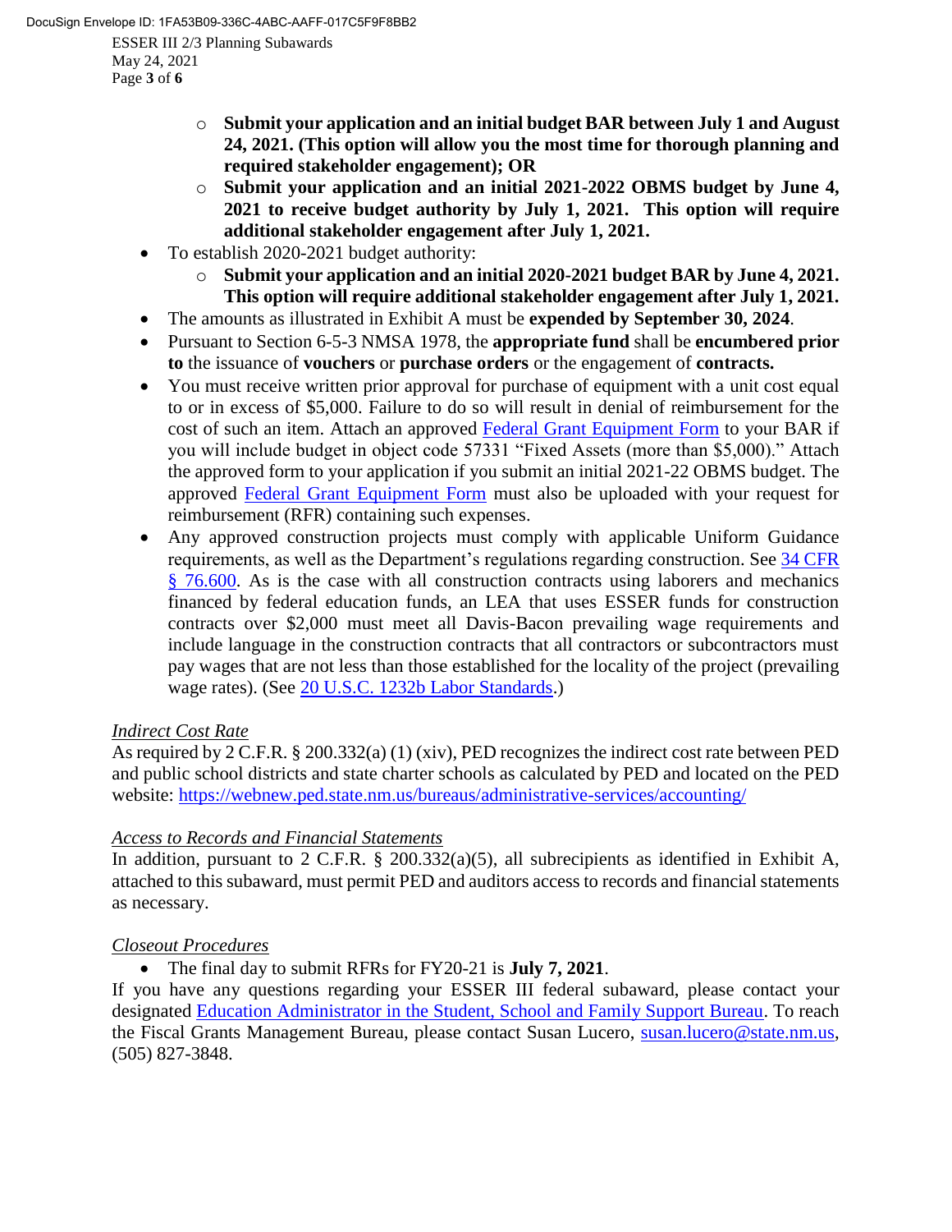- **Submit your application and an initial budget BAR between July 1 and August 24, 2021. (This option will allow you the most time for thorough planning and required stakeholder engagement); OR**
  - **Submit your application and an initial 2021-2022 OBMS budget by June 4, 2021 to receive budget authority by July 1, 2021. This option will require additional stakeholder engagement after July 1, 2021.**
- To establish 2020-2021 budget authority:
  - **Submit your application and an initial 2020-2021 budget BAR by June 4, 2021. This option will require additional stakeholder engagement after July 1, 2021.**
- The amounts as illustrated in Exhibit A must be **expended by September 30, 2024**.
- Pursuant to Section 6-5-3 NMSA 1978, the **appropriate fund** shall be **encumbered prior to** the issuance of **vouchers** or **purchase orders** or the engagement of **contracts.**
- You must receive written prior approval for purchase of equipment with a unit cost equal to or in excess of $5,000. Failure to do so will result in denial of reimbursement for the cost of such an item. Attach an approved Federal Grant Equipment Form to your BAR if you will include budget in object code 57331 "Fixed Assets (more than $5,000)." Attach the approved form to your application if you submit an initial 2021-22 OBMS budget. The approved Federal Grant Equipment Form must also be uploaded with your request for reimbursement (RFR) containing such expenses.
- Any approved construction projects must comply with applicable Uniform Guidance requirements, as well as the Department's regulations regarding construction. See 34 CFR § 76.600. As is the case with all construction contracts using laborers and mechanics financed by federal education funds, an LEA that uses ESSER funds for construction contracts over $2,000 must meet all Davis-Bacon prevailing wage requirements and include language in the construction contracts that all contractors or subcontractors must pay wages that are not less than those established for the locality of the project (prevailing wage rates). (See 20 U.S.C. 1232b Labor Standards.)

*Indirect Cost Rate*

As required by 2 C.F.R. § 200.332(a) (1) (xiv), PED recognizes the indirect cost rate between PED and public school districts and state charter schools as calculated by PED and located on the PED website: https://webnew.ped.state.nm.us/bureaus/administrative-services/accounting/

*Access to Records and Financial Statements*

In addition, pursuant to 2 C.F.R. § 200.332(a)(5), all subrecipients as identified in Exhibit A, attached to this subaward, must permit PED and auditors access to records and financial statements as necessary.

*Closeout Procedures*

- The final day to submit RFRs for FY20-21 is **July 7, 2021**.

If you have any questions regarding your ESSER III federal subaward, please contact your designated Education Administrator in the Student, School and Family Support Bureau. To reach the Fiscal Grants Management Bureau, please contact Susan Lucero, susan.lucero@state.nm.us, (505) 827-3848.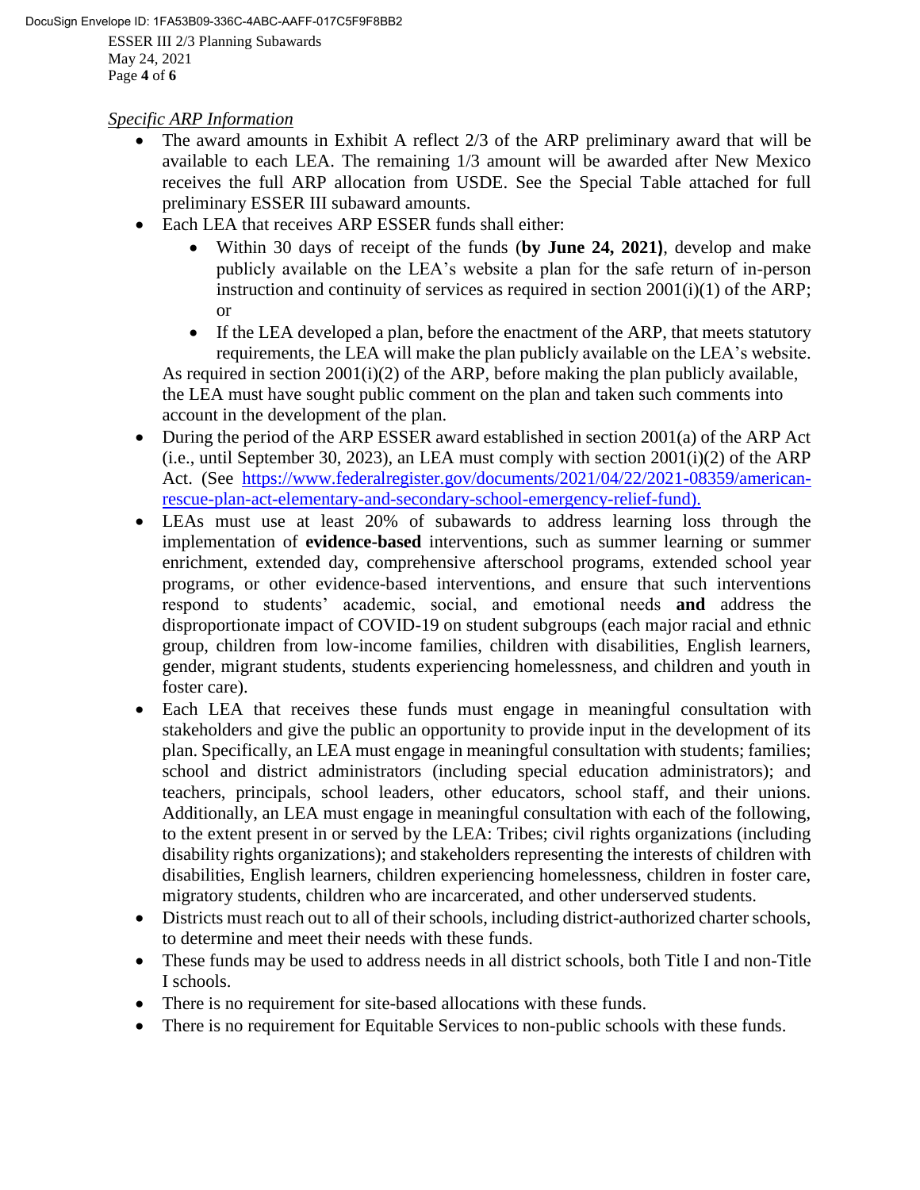*Specific ARP Information*

- The award amounts in Exhibit A reflect 2/3 of the ARP preliminary award that will be available to each LEA. The remaining 1/3 amount will be awarded after New Mexico receives the full ARP allocation from USDE. See the Special Table attached for full preliminary ESSER III subaward amounts.
- Each LEA that receives ARP ESSER funds shall either:
  - Within 30 days of receipt of the funds (**by June 24, 2021)**, develop and make publicly available on the LEA's website a plan for the safe return of in-person instruction and continuity of services as required in section 2001(i)(1) of the ARP; or
  - If the LEA developed a plan, before the enactment of the ARP, that meets statutory requirements, the LEA will make the plan publicly available on the LEA's website.

  As required in section 2001(i)(2) of the ARP, before making the plan publicly available, the LEA must have sought public comment on the plan and taken such comments into account in the development of the plan.
- During the period of the ARP ESSER award established in section 2001(a) of the ARP Act (i.e., until September 30, 2023), an LEA must comply with section 2001(i)(2) of the ARP Act. (See [https://www.federalregister.gov/documents/2021/04/22/2021-08359/american-rescue-plan-act-elementary-and-secondary-school-emergency-relief-fund).](https://www.federalregister.gov/documents/2021/04/22/2021-08359/american-rescue-plan-act-elementary-and-secondary-school-emergency-relief-fund)
- LEAs must use at least 20% of subawards to address learning loss through the implementation of **evidence-based** interventions, such as summer learning or summer enrichment, extended day, comprehensive afterschool programs, extended school year programs, or other evidence-based interventions, and ensure that such interventions respond to students' academic, social, and emotional needs **and** address the disproportionate impact of COVID-19 on student subgroups (each major racial and ethnic group, children from low-income families, children with disabilities, English learners, gender, migrant students, students experiencing homelessness, and children and youth in foster care).
- Each LEA that receives these funds must engage in meaningful consultation with stakeholders and give the public an opportunity to provide input in the development of its plan. Specifically, an LEA must engage in meaningful consultation with students; families; school and district administrators (including special education administrators); and teachers, principals, school leaders, other educators, school staff, and their unions. Additionally, an LEA must engage in meaningful consultation with each of the following, to the extent present in or served by the LEA: Tribes; civil rights organizations (including disability rights organizations); and stakeholders representing the interests of children with disabilities, English learners, children experiencing homelessness, children in foster care, migratory students, children who are incarcerated, and other underserved students.
- Districts must reach out to all of their schools, including district-authorized charter schools, to determine and meet their needs with these funds.
- These funds may be used to address needs in all district schools, both Title I and non-Title I schools.
- There is no requirement for site-based allocations with these funds.
- There is no requirement for Equitable Services to non-public schools with these funds.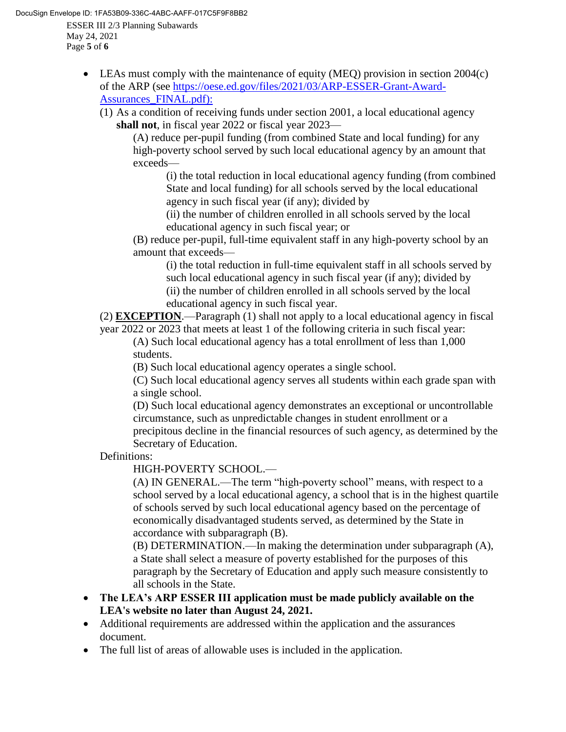- LEAs must comply with the maintenance of equity (MEQ) provision in section 2004(c) of the ARP (see https://oese.ed.gov/files/2021/03/ARP-ESSER-Grant-Award-Assurances_FINAL.pdf):

  (1) As a condition of receiving funds under section 2001, a local educational agency **shall not**, in fiscal year 2022 or fiscal year 2023—

  (A) reduce per-pupil funding (from combined State and local funding) for any high-poverty school served by such local educational agency by an amount that exceeds—

  (i) the total reduction in local educational agency funding (from combined State and local funding) for all schools served by the local educational agency in such fiscal year (if any); divided by

  (ii) the number of children enrolled in all schools served by the local educational agency in such fiscal year; or

  (B) reduce per-pupil, full-time equivalent staff in any high-poverty school by an amount that exceeds—

  (i) the total reduction in full-time equivalent staff in all schools served by such local educational agency in such fiscal year (if any); divided by

  (ii) the number of children enrolled in all schools served by the local educational agency in such fiscal year.

  (2) **EXCEPTION**.—Paragraph (1) shall not apply to a local educational agency in fiscal year 2022 or 2023 that meets at least 1 of the following criteria in such fiscal year:

  (A) Such local educational agency has a total enrollment of less than 1,000 students.

  (B) Such local educational agency operates a single school.

  (C) Such local educational agency serves all students within each grade span with a single school.

  (D) Such local educational agency demonstrates an exceptional or uncontrollable circumstance, such as unpredictable changes in student enrollment or a precipitous decline in the financial resources of such agency, as determined by the Secretary of Education.

  Definitions:

  HIGH-POVERTY SCHOOL.—

  (A) IN GENERAL.—The term "high-poverty school" means, with respect to a school served by a local educational agency, a school that is in the highest quartile of schools served by such local educational agency based on the percentage of economically disadvantaged students served, as determined by the State in accordance with subparagraph (B).

  (B) DETERMINATION.—In making the determination under subparagraph (A), a State shall select a measure of poverty established for the purposes of this paragraph by the Secretary of Education and apply such measure consistently to all schools in the State.

- **The LEA's ARP ESSER III application must be made publicly available on the LEA's website no later than August 24, 2021.**
- Additional requirements are addressed within the application and the assurances document.
- The full list of areas of allowable uses is included in the application.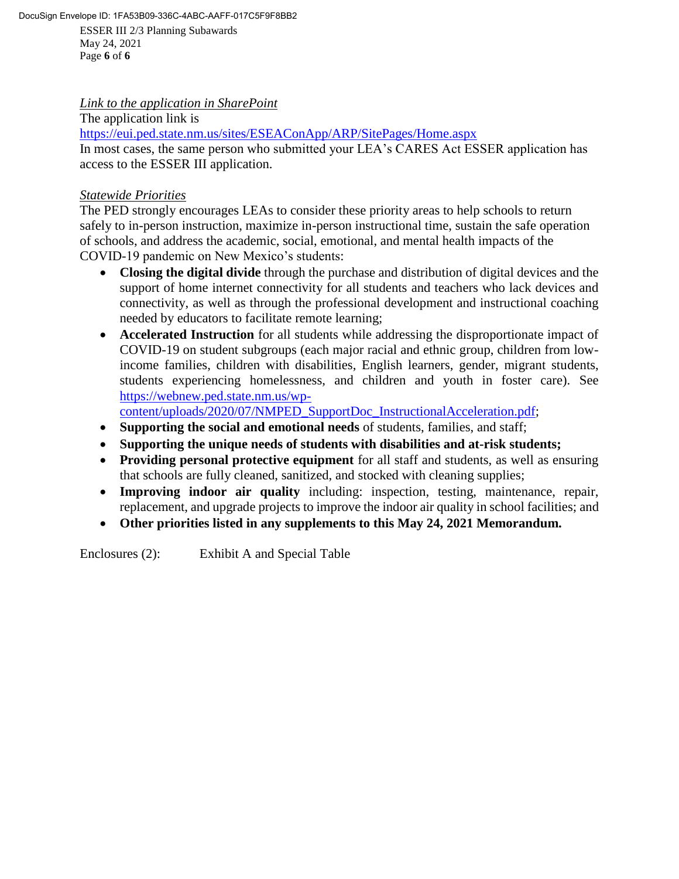*Link to the application in SharePoint*

The application link is https://eui.ped.state.nm.us/sites/ESEAConApp/ARP/SitePages/Home.aspx

In most cases, the same person who submitted your LEA's CARES Act ESSER application has access to the ESSER III application.

*Statewide Priorities*

The PED strongly encourages LEAs to consider these priority areas to help schools to return safely to in-person instruction, maximize in-person instructional time, sustain the safe operation of schools, and address the academic, social, emotional, and mental health impacts of the COVID-19 pandemic on New Mexico's students:

- **Closing the digital divide** through the purchase and distribution of digital devices and the support of home internet connectivity for all students and teachers who lack devices and connectivity, as well as through the professional development and instructional coaching needed by educators to facilitate remote learning;
- **Accelerated Instruction** for all students while addressing the disproportionate impact of COVID-19 on student subgroups (each major racial and ethnic group, children from low-income families, children with disabilities, English learners, gender, migrant students, students experiencing homelessness, and children and youth in foster care). See https://webnew.ped.state.nm.us/wp-content/uploads/2020/07/NMPED_SupportDoc_InstructionalAcceleration.pdf;
- **Supporting the social and emotional needs** of students, families, and staff;
- **Supporting the unique needs of students with disabilities and at-risk students;**
- **Providing personal protective equipment** for all staff and students, as well as ensuring that schools are fully cleaned, sanitized, and stocked with cleaning supplies;
- **Improving indoor air quality** including: inspection, testing, maintenance, repair, replacement, and upgrade projects to improve the indoor air quality in school facilities; and
- **Other priorities listed in any supplements to this May 24, 2021 Memorandum.**

Enclosures (2): Exhibit A and Special Table